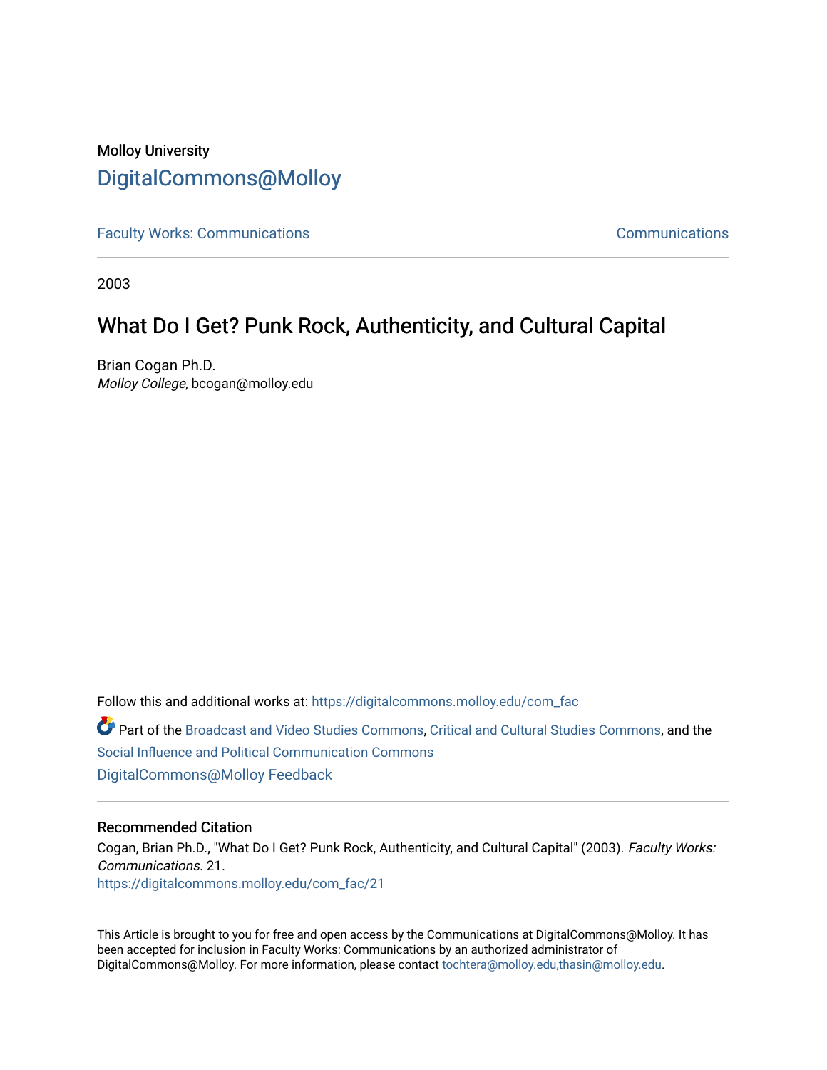Molloy University

# DigitalCommons@Molloy

Faculty Works: Communications | Communications

2003

## What Do I Get? Punk Rock, Authenticity, and Cultural Capital

Brian Cogan Ph.D.
*Molloy College*, bcogan@molloy.edu

Follow this and additional works at: https://digitalcommons.molloy.edu/com_fac

Part of the Broadcast and Video Studies Commons, Critical and Cultural Studies Commons, and the Social Influence and Political Communication Commons

DigitalCommons@Molloy Feedback

### Recommended Citation

Cogan, Brian Ph.D., "What Do I Get? Punk Rock, Authenticity, and Cultural Capital" (2003). *Faculty Works: Communications*. 21.
https://digitalcommons.molloy.edu/com_fac/21

This Article is brought to you for free and open access by the Communications at DigitalCommons@Molloy. It has been accepted for inclusion in Faculty Works: Communications by an authorized administrator of DigitalCommons@Molloy. For more information, please contact tochtera@molloy.edu,thasin@molloy.edu.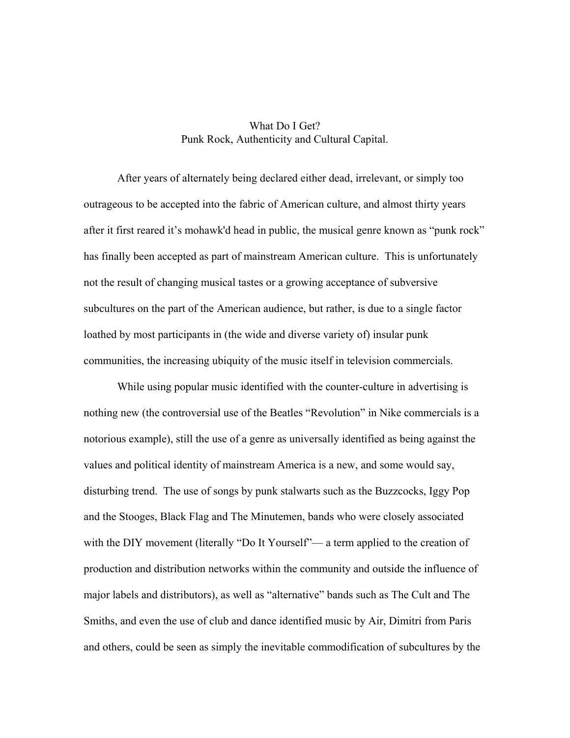# What Do I Get?
## Punk Rock, Authenticity and Cultural Capital.

After years of alternately being declared either dead, irrelevant, or simply too outrageous to be accepted into the fabric of American culture, and almost thirty years after it first reared it's mohawk'd head in public, the musical genre known as "punk rock" has finally been accepted as part of mainstream American culture. This is unfortunately not the result of changing musical tastes or a growing acceptance of subversive subcultures on the part of the American audience, but rather, is due to a single factor loathed by most participants in (the wide and diverse variety of) insular punk communities, the increasing ubiquity of the music itself in television commercials.

While using popular music identified with the counter-culture in advertising is nothing new (the controversial use of the Beatles "Revolution" in Nike commercials is a notorious example), still the use of a genre as universally identified as being against the values and political identity of mainstream America is a new, and some would say, disturbing trend. The use of songs by punk stalwarts such as the Buzzcocks, Iggy Pop and the Stooges, Black Flag and The Minutemen, bands who were closely associated with the DIY movement (literally "Do It Yourself"— a term applied to the creation of production and distribution networks within the community and outside the influence of major labels and distributors), as well as "alternative" bands such as The Cult and The Smiths, and even the use of club and dance identified music by Air, Dimitri from Paris and others, could be seen as simply the inevitable commodification of subcultures by the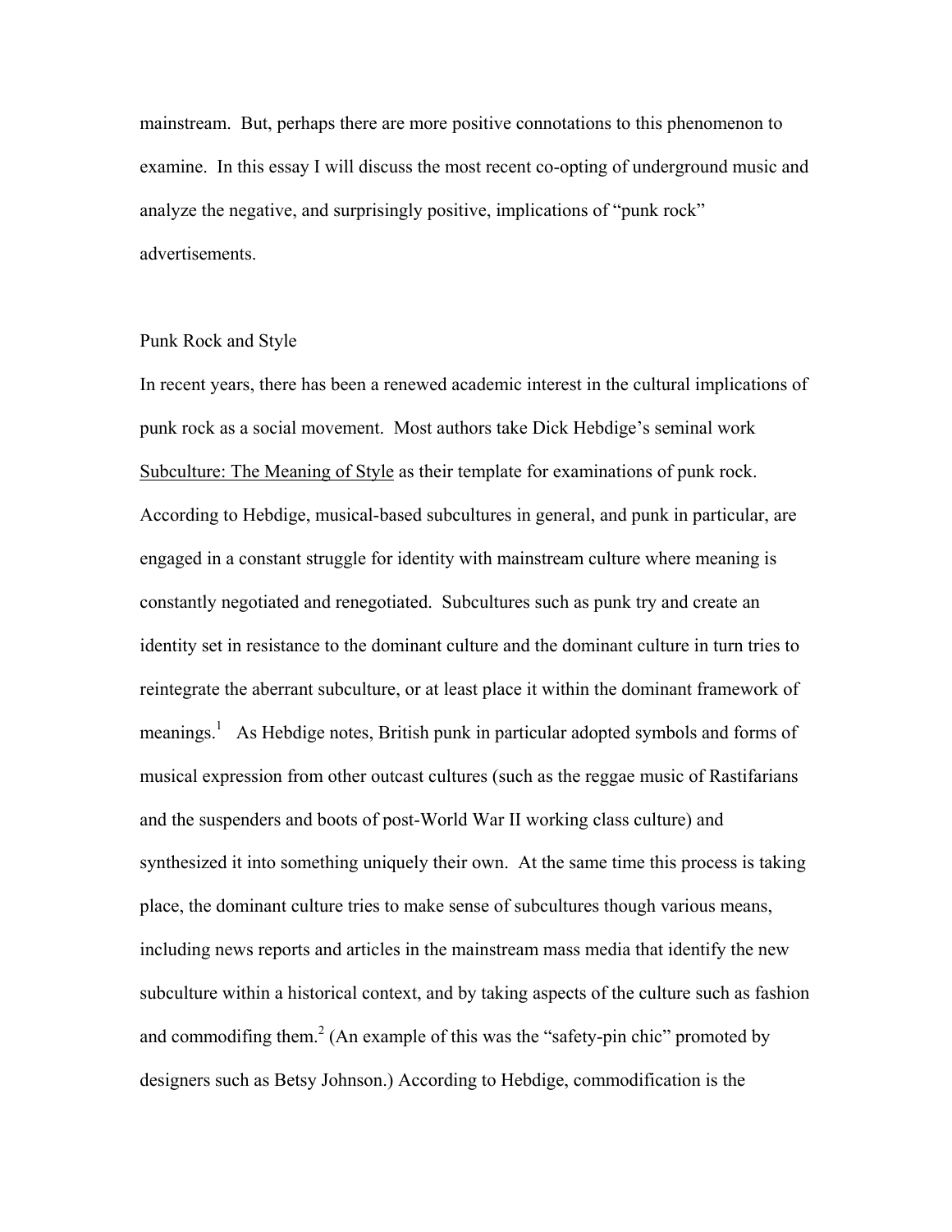mainstream. But, perhaps there are more positive connotations to this phenomenon to examine. In this essay I will discuss the most recent co-opting of underground music and analyze the negative, and surprisingly positive, implications of "punk rock" advertisements.

## Punk Rock and Style

In recent years, there has been a renewed academic interest in the cultural implications of punk rock as a social movement. Most authors take Dick Hebdige's seminal work Subculture: The Meaning of Style as their template for examinations of punk rock. According to Hebdige, musical-based subcultures in general, and punk in particular, are engaged in a constant struggle for identity with mainstream culture where meaning is constantly negotiated and renegotiated. Subcultures such as punk try and create an identity set in resistance to the dominant culture and the dominant culture in turn tries to reintegrate the aberrant subculture, or at least place it within the dominant framework of meanings.[1] As Hebdige notes, British punk in particular adopted symbols and forms of musical expression from other outcast cultures (such as the reggae music of Rastifarians and the suspenders and boots of post-World War II working class culture) and synthesized it into something uniquely their own. At the same time this process is taking place, the dominant culture tries to make sense of subcultures though various means, including news reports and articles in the mainstream mass media that identify the new subculture within a historical context, and by taking aspects of the culture such as fashion and commodifing them.[2] (An example of this was the "safety-pin chic" promoted by designers such as Betsy Johnson.) According to Hebdige, commodification is the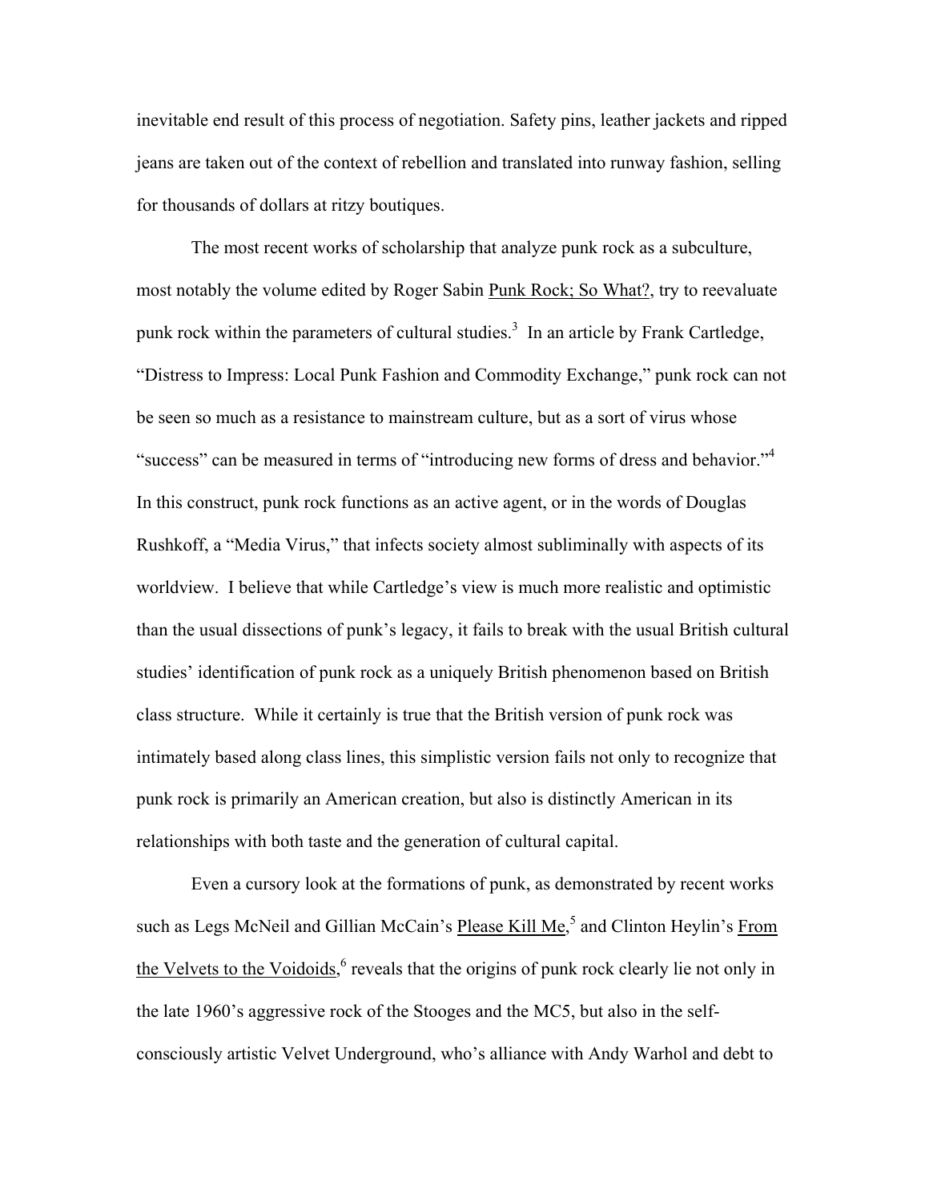inevitable end result of this process of negotiation. Safety pins, leather jackets and ripped jeans are taken out of the context of rebellion and translated into runway fashion, selling for thousands of dollars at ritzy boutiques.

The most recent works of scholarship that analyze punk rock as a subculture, most notably the volume edited by Roger Sabin Punk Rock; So What?, try to reevaluate punk rock within the parameters of cultural studies.[3] In an article by Frank Cartledge, "Distress to Impress: Local Punk Fashion and Commodity Exchange," punk rock can not be seen so much as a resistance to mainstream culture, but as a sort of virus whose "success" can be measured in terms of "introducing new forms of dress and behavior."[4] In this construct, punk rock functions as an active agent, or in the words of Douglas Rushkoff, a "Media Virus," that infects society almost subliminally with aspects of its worldview. I believe that while Cartledge's view is much more realistic and optimistic than the usual dissections of punk's legacy, it fails to break with the usual British cultural studies' identification of punk rock as a uniquely British phenomenon based on British class structure. While it certainly is true that the British version of punk rock was intimately based along class lines, this simplistic version fails not only to recognize that punk rock is primarily an American creation, but also is distinctly American in its relationships with both taste and the generation of cultural capital.

Even a cursory look at the formations of punk, as demonstrated by recent works such as Legs McNeil and Gillian McCain's Please Kill Me,[5] and Clinton Heylin's From the Velvets to the Voidoids,[6] reveals that the origins of punk rock clearly lie not only in the late 1960's aggressive rock of the Stooges and the MC5, but also in the self-consciously artistic Velvet Underground, who's alliance with Andy Warhol and debt to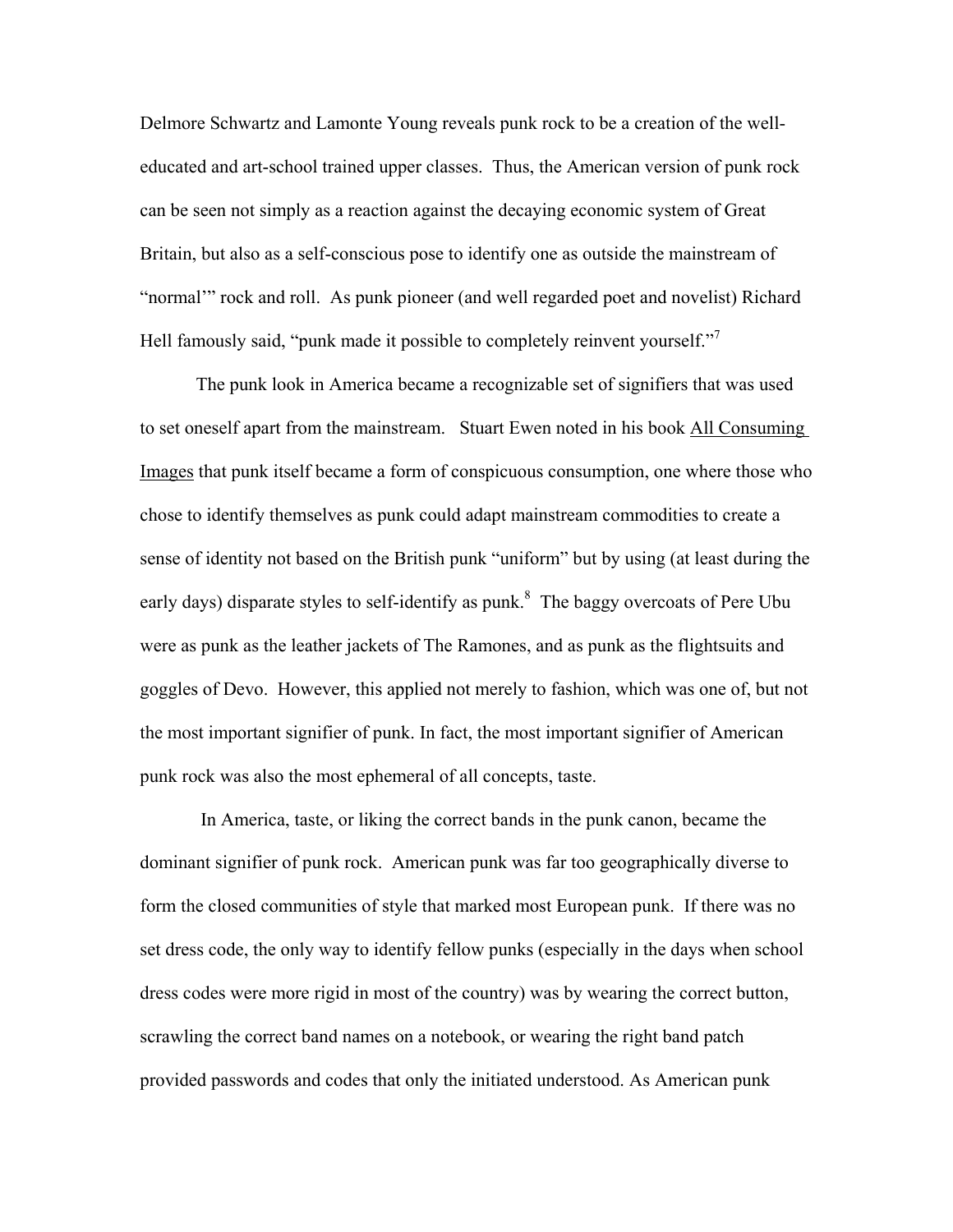Delmore Schwartz and Lamonte Young reveals punk rock to be a creation of the well-educated and art-school trained upper classes. Thus, the American version of punk rock can be seen not simply as a reaction against the decaying economic system of Great Britain, but also as a self-conscious pose to identify one as outside the mainstream of "normal'" rock and roll. As punk pioneer (and well regarded poet and novelist) Richard Hell famously said, "punk made it possible to completely reinvent yourself."[7]

The punk look in America became a recognizable set of signifiers that was used to set oneself apart from the mainstream. Stuart Ewen noted in his book All Consuming Images that punk itself became a form of conspicuous consumption, one where those who chose to identify themselves as punk could adapt mainstream commodities to create a sense of identity not based on the British punk "uniform" but by using (at least during the early days) disparate styles to self-identify as punk.[8] The baggy overcoats of Pere Ubu were as punk as the leather jackets of The Ramones, and as punk as the flightsuits and goggles of Devo. However, this applied not merely to fashion, which was one of, but not the most important signifier of punk. In fact, the most important signifier of American punk rock was also the most ephemeral of all concepts, taste.

In America, taste, or liking the correct bands in the punk canon, became the dominant signifier of punk rock. American punk was far too geographically diverse to form the closed communities of style that marked most European punk. If there was no set dress code, the only way to identify fellow punks (especially in the days when school dress codes were more rigid in most of the country) was by wearing the correct button, scrawling the correct band names on a notebook, or wearing the right band patch provided passwords and codes that only the initiated understood. As American punk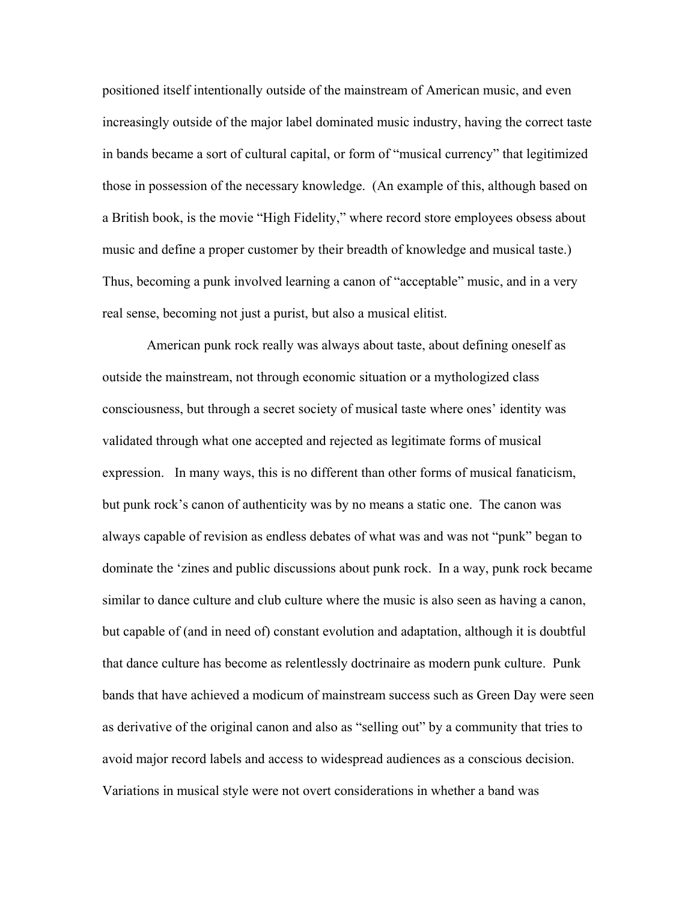positioned itself intentionally outside of the mainstream of American music, and even increasingly outside of the major label dominated music industry, having the correct taste in bands became a sort of cultural capital, or form of "musical currency" that legitimized those in possession of the necessary knowledge. (An example of this, although based on a British book, is the movie "High Fidelity," where record store employees obsess about music and define a proper customer by their breadth of knowledge and musical taste.) Thus, becoming a punk involved learning a canon of "acceptable" music, and in a very real sense, becoming not just a purist, but also a musical elitist.

American punk rock really was always about taste, about defining oneself as outside the mainstream, not through economic situation or a mythologized class consciousness, but through a secret society of musical taste where ones' identity was validated through what one accepted and rejected as legitimate forms of musical expression. In many ways, this is no different than other forms of musical fanaticism, but punk rock's canon of authenticity was by no means a static one. The canon was always capable of revision as endless debates of what was and was not "punk" began to dominate the 'zines and public discussions about punk rock. In a way, punk rock became similar to dance culture and club culture where the music is also seen as having a canon, but capable of (and in need of) constant evolution and adaptation, although it is doubtful that dance culture has become as relentlessly doctrinaire as modern punk culture. Punk bands that have achieved a modicum of mainstream success such as Green Day were seen as derivative of the original canon and also as "selling out" by a community that tries to avoid major record labels and access to widespread audiences as a conscious decision. Variations in musical style were not overt considerations in whether a band was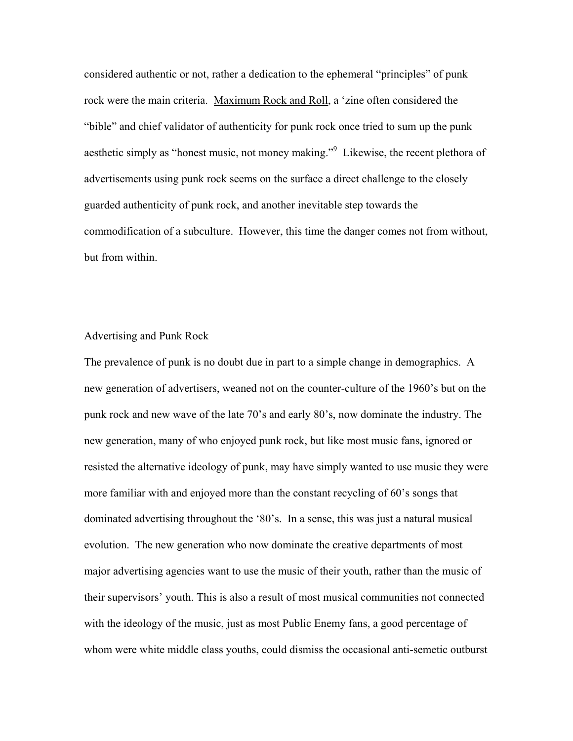considered authentic or not, rather a dedication to the ephemeral "principles" of punk rock were the main criteria. Maximum Rock and Roll, a 'zine often considered the "bible" and chief validator of authenticity for punk rock once tried to sum up the punk aesthetic simply as "honest music, not money making."[9] Likewise, the recent plethora of advertisements using punk rock seems on the surface a direct challenge to the closely guarded authenticity of punk rock, and another inevitable step towards the commodification of a subculture. However, this time the danger comes not from without, but from within.

## Advertising and Punk Rock

The prevalence of punk is no doubt due in part to a simple change in demographics. A new generation of advertisers, weaned not on the counter-culture of the 1960's but on the punk rock and new wave of the late 70's and early 80's, now dominate the industry. The new generation, many of who enjoyed punk rock, but like most music fans, ignored or resisted the alternative ideology of punk, may have simply wanted to use music they were more familiar with and enjoyed more than the constant recycling of 60's songs that dominated advertising throughout the '80's. In a sense, this was just a natural musical evolution. The new generation who now dominate the creative departments of most major advertising agencies want to use the music of their youth, rather than the music of their supervisors' youth. This is also a result of most musical communities not connected with the ideology of the music, just as most Public Enemy fans, a good percentage of whom were white middle class youths, could dismiss the occasional anti-semetic outburst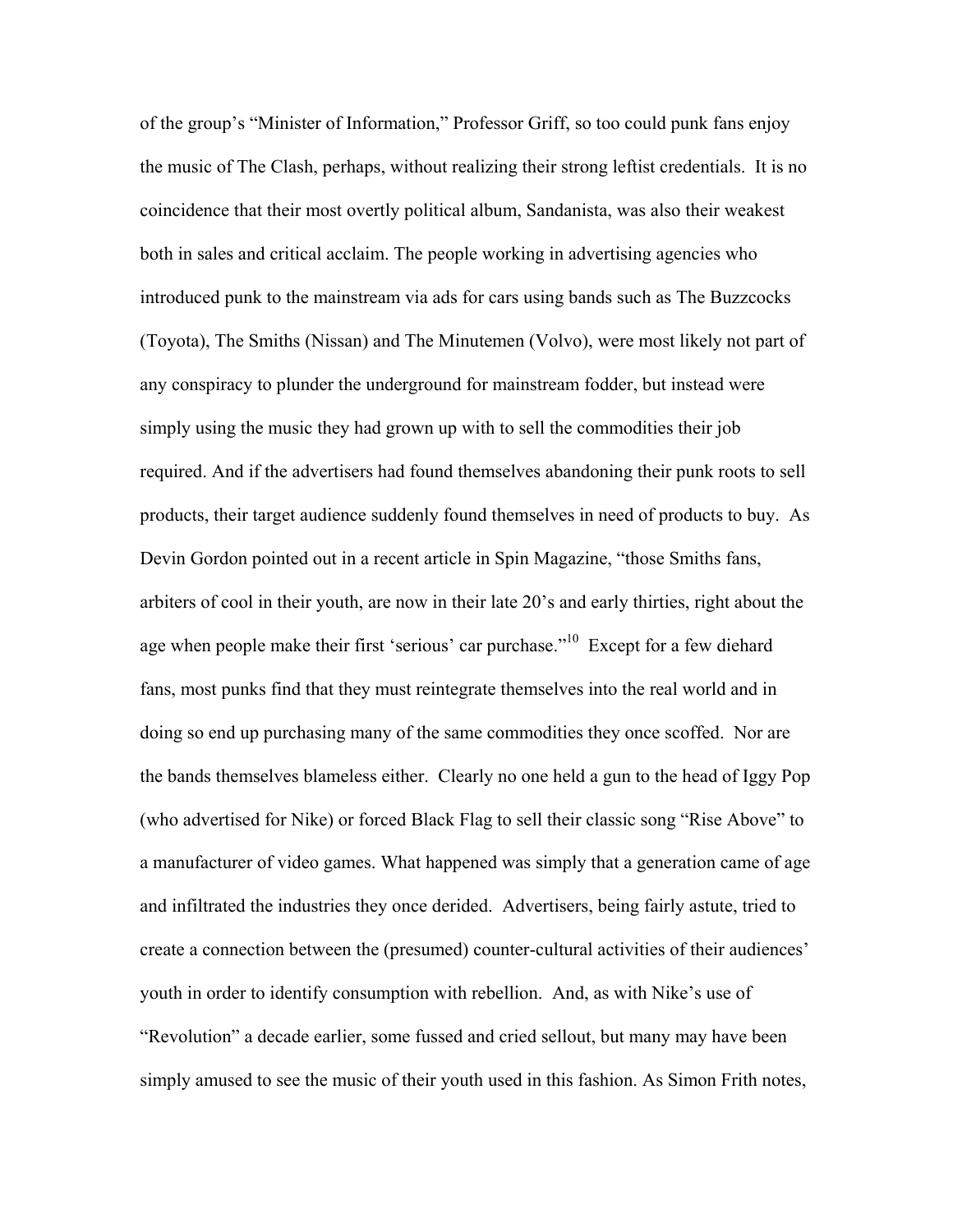of the group's "Minister of Information," Professor Griff, so too could punk fans enjoy the music of The Clash, perhaps, without realizing their strong leftist credentials. It is no coincidence that their most overtly political album, Sandanista, was also their weakest both in sales and critical acclaim. The people working in advertising agencies who introduced punk to the mainstream via ads for cars using bands such as The Buzzcocks (Toyota), The Smiths (Nissan) and The Minutemen (Volvo), were most likely not part of any conspiracy to plunder the underground for mainstream fodder, but instead were simply using the music they had grown up with to sell the commodities their job required. And if the advertisers had found themselves abandoning their punk roots to sell products, their target audience suddenly found themselves in need of products to buy. As Devin Gordon pointed out in a recent article in Spin Magazine, "those Smiths fans, arbiters of cool in their youth, are now in their late 20's and early thirties, right about the age when people make their first 'serious' car purchase."[10] Except for a few diehard fans, most punks find that they must reintegrate themselves into the real world and in doing so end up purchasing many of the same commodities they once scoffed. Nor are the bands themselves blameless either. Clearly no one held a gun to the head of Iggy Pop (who advertised for Nike) or forced Black Flag to sell their classic song "Rise Above" to a manufacturer of video games. What happened was simply that a generation came of age and infiltrated the industries they once derided. Advertisers, being fairly astute, tried to create a connection between the (presumed) counter-cultural activities of their audiences' youth in order to identify consumption with rebellion. And, as with Nike's use of "Revolution" a decade earlier, some fussed and cried sellout, but many may have been simply amused to see the music of their youth used in this fashion. As Simon Frith notes,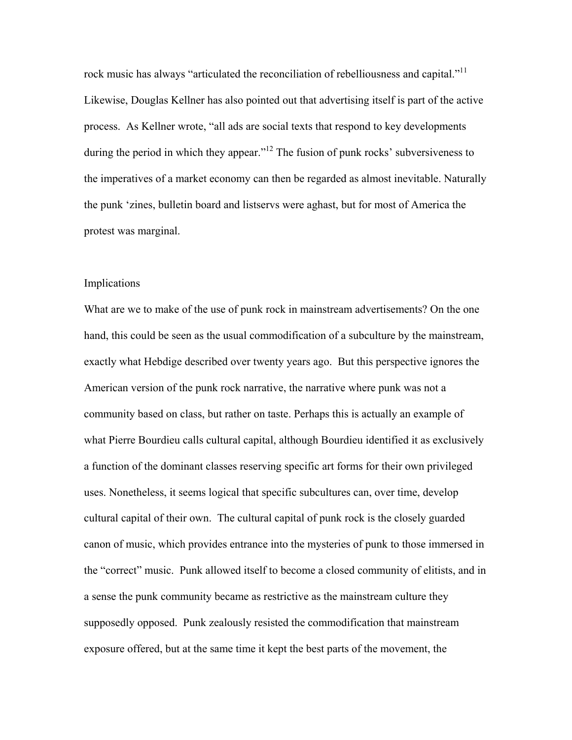rock music has always "articulated the reconciliation of rebelliousness and capital."[11] Likewise, Douglas Kellner has also pointed out that advertising itself is part of the active process. As Kellner wrote, "all ads are social texts that respond to key developments during the period in which they appear."[12] The fusion of punk rocks' subversiveness to the imperatives of a market economy can then be regarded as almost inevitable. Naturally the punk 'zines, bulletin board and listservs were aghast, but for most of America the protest was marginal.

## Implications

What are we to make of the use of punk rock in mainstream advertisements? On the one hand, this could be seen as the usual commodification of a subculture by the mainstream, exactly what Hebdige described over twenty years ago. But this perspective ignores the American version of the punk rock narrative, the narrative where punk was not a community based on class, but rather on taste. Perhaps this is actually an example of what Pierre Bourdieu calls cultural capital, although Bourdieu identified it as exclusively a function of the dominant classes reserving specific art forms for their own privileged uses. Nonetheless, it seems logical that specific subcultures can, over time, develop cultural capital of their own. The cultural capital of punk rock is the closely guarded canon of music, which provides entrance into the mysteries of punk to those immersed in the "correct" music. Punk allowed itself to become a closed community of elitists, and in a sense the punk community became as restrictive as the mainstream culture they supposedly opposed. Punk zealously resisted the commodification that mainstream exposure offered, but at the same time it kept the best parts of the movement, the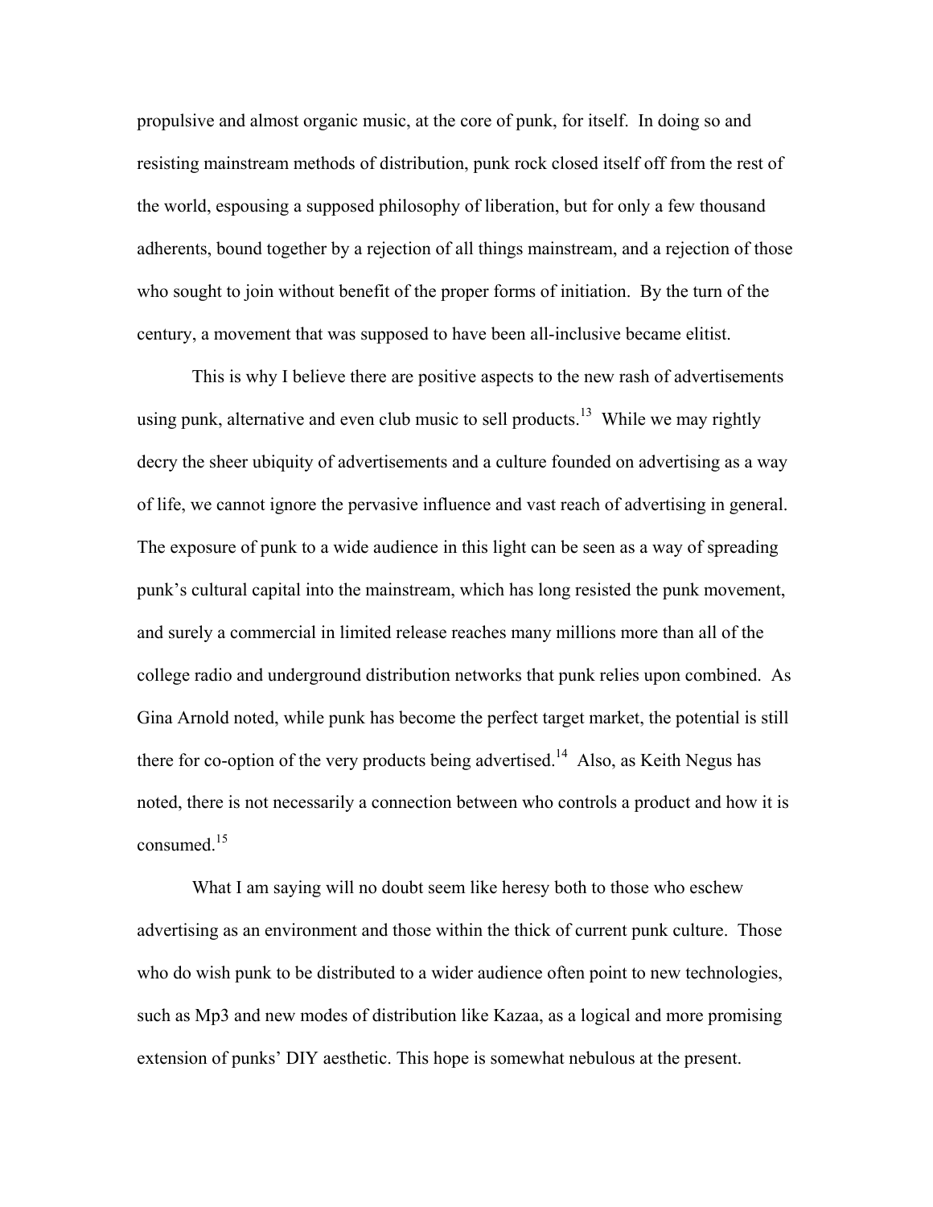propulsive and almost organic music, at the core of punk, for itself. In doing so and resisting mainstream methods of distribution, punk rock closed itself off from the rest of the world, espousing a supposed philosophy of liberation, but for only a few thousand adherents, bound together by a rejection of all things mainstream, and a rejection of those who sought to join without benefit of the proper forms of initiation. By the turn of the century, a movement that was supposed to have been all-inclusive became elitist.

This is why I believe there are positive aspects to the new rash of advertisements using punk, alternative and even club music to sell products.[13] While we may rightly decry the sheer ubiquity of advertisements and a culture founded on advertising as a way of life, we cannot ignore the pervasive influence and vast reach of advertising in general. The exposure of punk to a wide audience in this light can be seen as a way of spreading punk's cultural capital into the mainstream, which has long resisted the punk movement, and surely a commercial in limited release reaches many millions more than all of the college radio and underground distribution networks that punk relies upon combined. As Gina Arnold noted, while punk has become the perfect target market, the potential is still there for co-option of the very products being advertised.[14] Also, as Keith Negus has noted, there is not necessarily a connection between who controls a product and how it is consumed.[15]

What I am saying will no doubt seem like heresy both to those who eschew advertising as an environment and those within the thick of current punk culture. Those who do wish punk to be distributed to a wider audience often point to new technologies, such as Mp3 and new modes of distribution like Kazaa, as a logical and more promising extension of punks' DIY aesthetic. This hope is somewhat nebulous at the present.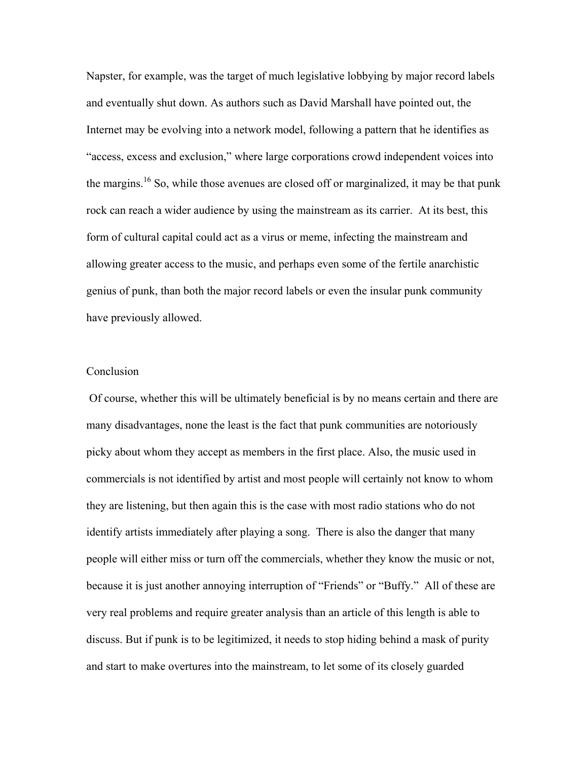Napster, for example, was the target of much legislative lobbying by major record labels and eventually shut down. As authors such as David Marshall have pointed out, the Internet may be evolving into a network model, following a pattern that he identifies as "access, excess and exclusion," where large corporations crowd independent voices into the margins.[16] So, while those avenues are closed off or marginalized, it may be that punk rock can reach a wider audience by using the mainstream as its carrier. At its best, this form of cultural capital could act as a virus or meme, infecting the mainstream and allowing greater access to the music, and perhaps even some of the fertile anarchistic genius of punk, than both the major record labels or even the insular punk community have previously allowed.

## Conclusion

Of course, whether this will be ultimately beneficial is by no means certain and there are many disadvantages, none the least is the fact that punk communities are notoriously picky about whom they accept as members in the first place. Also, the music used in commercials is not identified by artist and most people will certainly not know to whom they are listening, but then again this is the case with most radio stations who do not identify artists immediately after playing a song. There is also the danger that many people will either miss or turn off the commercials, whether they know the music or not, because it is just another annoying interruption of "Friends" or "Buffy." All of these are very real problems and require greater analysis than an article of this length is able to discuss. But if punk is to be legitimized, it needs to stop hiding behind a mask of purity and start to make overtures into the mainstream, to let some of its closely guarded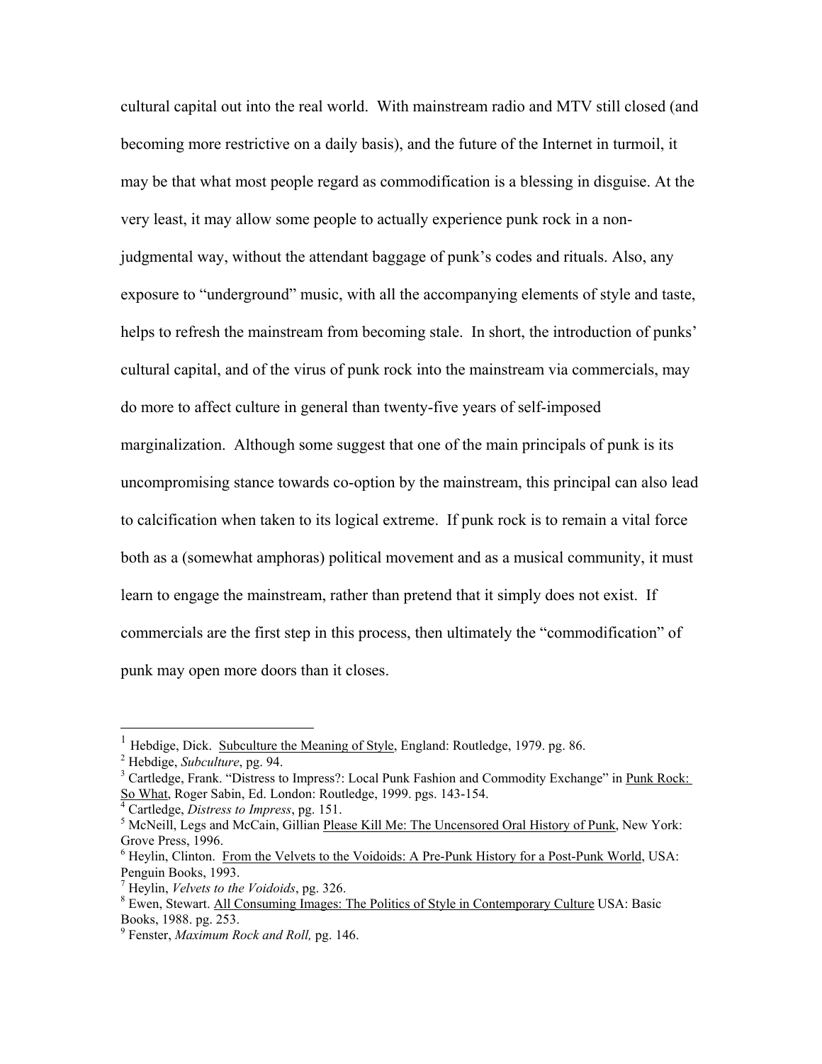cultural capital out into the real world. With mainstream radio and MTV still closed (and becoming more restrictive on a daily basis), and the future of the Internet in turmoil, it may be that what most people regard as commodification is a blessing in disguise. At the very least, it may allow some people to actually experience punk rock in a non-judgmental way, without the attendant baggage of punk's codes and rituals. Also, any exposure to "underground" music, with all the accompanying elements of style and taste, helps to refresh the mainstream from becoming stale. In short, the introduction of punks' cultural capital, and of the virus of punk rock into the mainstream via commercials, may do more to affect culture in general than twenty-five years of self-imposed marginalization. Although some suggest that one of the main principals of punk is its uncompromising stance towards co-option by the mainstream, this principal can also lead to calcification when taken to its logical extreme. If punk rock is to remain a vital force both as a (somewhat amphoras) political movement and as a musical community, it must learn to engage the mainstream, rather than pretend that it simply does not exist. If commercials are the first step in this process, then ultimately the "commodification" of punk may open more doors than it closes.

---

[1] Hebdige, Dick. Subculture the Meaning of Style, England: Routledge, 1979. pg. 86.

[2] Hebdige, *Subculture*, pg. 94.

[3] Cartledge, Frank. "Distress to Impress?: Local Punk Fashion and Commodity Exchange" in Punk Rock: So What, Roger Sabin, Ed. London: Routledge, 1999. pgs. 143-154.

[4] Cartledge, *Distress to Impress*, pg. 151.

[5] McNeill, Legs and McCain, Gillian Please Kill Me: The Uncensored Oral History of Punk, New York: Grove Press, 1996.

[6] Heylin, Clinton. From the Velvets to the Voidoids: A Pre-Punk History for a Post-Punk World, USA: Penguin Books, 1993.

[7] Heylin, *Velvets to the Voidoids*, pg. 326.

[8] Ewen, Stewart. All Consuming Images: The Politics of Style in Contemporary Culture USA: Basic Books, 1988. pg. 253.

[9] Fenster, *Maximum Rock and Roll,* pg. 146.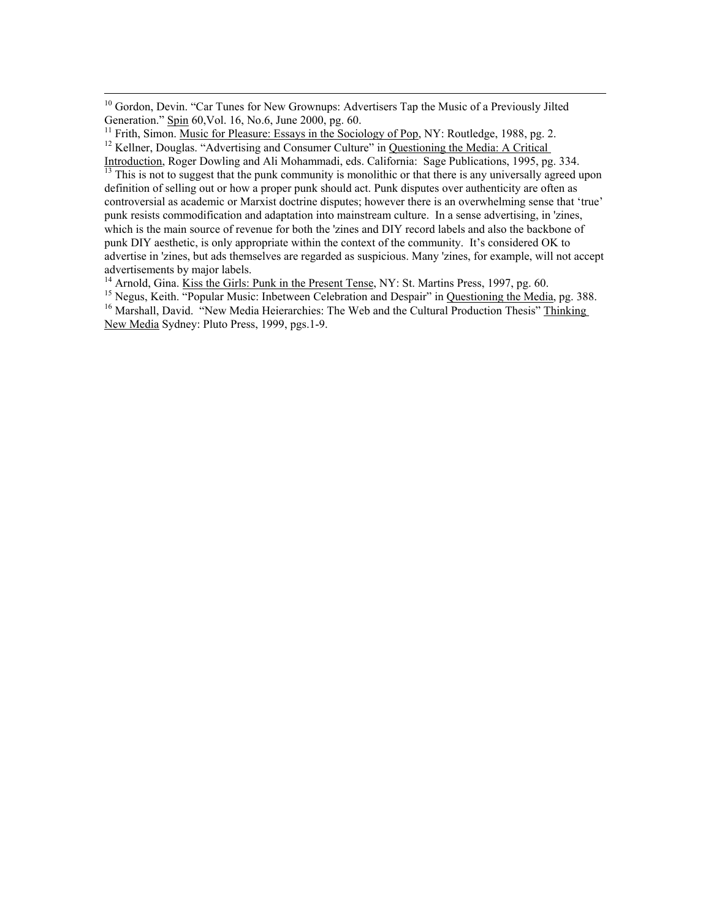---

[10] Gordon, Devin. "Car Tunes for New Grownups: Advertisers Tap the Music of a Previously Jilted Generation." Spin 60,Vol. 16, No.6, June 2000, pg. 60.

[11] Frith, Simon. Music for Pleasure: Essays in the Sociology of Pop, NY: Routledge, 1988, pg. 2.

[12] Kellner, Douglas. "Advertising and Consumer Culture" in Questioning the Media: A Critical Introduction, Roger Dowling and Ali Mohammadi, eds. California: Sage Publications, 1995, pg. 334.

[13] This is not to suggest that the punk community is monolithic or that there is any universally agreed upon definition of selling out or how a proper punk should act. Punk disputes over authenticity are often as controversial as academic or Marxist doctrine disputes; however there is an overwhelming sense that 'true' punk resists commodification and adaptation into mainstream culture. In a sense advertising, in 'zines, which is the main source of revenue for both the 'zines and DIY record labels and also the backbone of punk DIY aesthetic, is only appropriate within the context of the community. It's considered OK to advertise in 'zines, but ads themselves are regarded as suspicious. Many 'zines, for example, will not accept advertisements by major labels.

[14] Arnold, Gina. Kiss the Girls: Punk in the Present Tense, NY: St. Martins Press, 1997, pg. 60.

[15] Negus, Keith. "Popular Music: Inbetween Celebration and Despair" in Questioning the Media, pg. 388.

[16] Marshall, David. "New Media Heierarchies: The Web and the Cultural Production Thesis" Thinking New Media Sydney: Pluto Press, 1999, pgs.1-9.